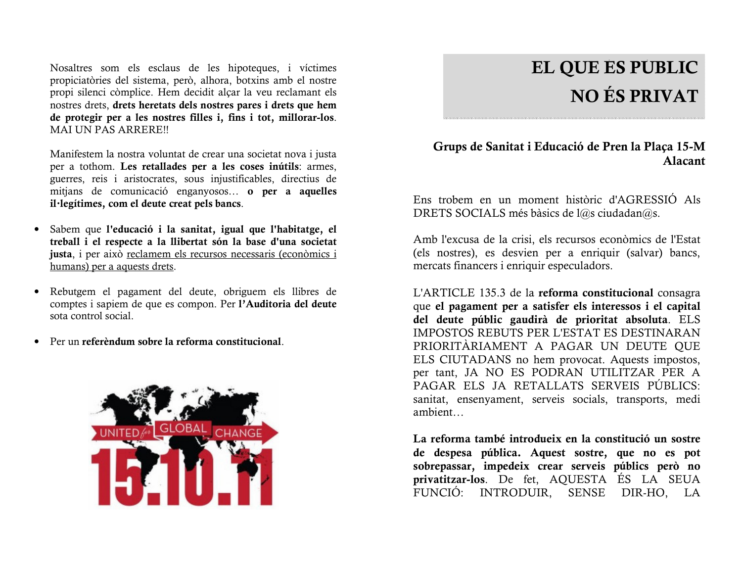Nosaltres som els esclaus de les hipoteques, i víctimes propiciatòries del sistema, però, alhora, botxins amb el nostre propi silenci còmplice. Hem decidit alçar la veu reclamant els nostres drets, **drets heretats dels nostres pares i drets que hem de protegir per a les nostres filles i, fins i tot, millorar-los**. MAI UN PAS ARRERE!!

Manifestem la nostra voluntat de crear una societat nova i justa per a tothom. **Les retallades per a les coses inútils**: armes, guerres, reis i aristocrates, sous injustificables, directius de mitjans de comunicació enganyosos… **o per a aquelles il·legítimes, com el deute creat pels bancs**.

- Sabem que **l'educació i la sanitat, igual que l'habitatge, el treball i el respecte a la llibertat són la base d'una societat justa**, i per això reclamem els recursos necessaris (econòmics i humans) per a aquests drets.
- Rebutgem el pagament del deute, obriguem els llibres de comptes i sapiem de que es componen. Per **l'Auditoria del deute** sota control social.
- Per un **referèndum sobre la reforma constitucional**.

# EL QUE ES PÚBLIC NO ÉS PRIVAT

## Grups de Sanitat i Educació de Pren la Plaça 15-M Alacant

Ens trobem en un moment històric d'AGRESSIÓ Als DRETS SOCIALS més bàsics de l@s ciudadan@s.

Amb l'excusa de la crisi, els recursos econòmics de l'Estat (els nostres), es desvien per a enriquir (salvar) bancs, mercats financers i enriquir especuladors.

L'ARTICLE 135.3 de la **reforma constitucional** consagra que **el pagament per a satisfer els interessos i el capital del deute públic gaudirà de prioritat absoluta**. ELS IMPOSTOS REBUTS PER L'ESTAT ES DESTINARAN PRIORITÀRIAMENT A PAGAR UN DEUTE QUE ELS CIUTADANS no hem provocat. Aquests impostos, per tant, JA NO ES PODRAN UTILITZAR PER A PAGAR ELS JA RETALLATS SERVEIS PÚBLICS: sanitat, ensenyament, serveis socials, transports, medi ambient…

**La reforma també introdueix en la constitució un sostre de despesa pública. Aquest sostre, que no es pot sobrepassar, impedeix crear serveis públics però no privatitzar-los**. De fet, AQUESTA ÉS LA SEUA FUNCIÓ: INTRODUIR, SENSE DIR-HO, LA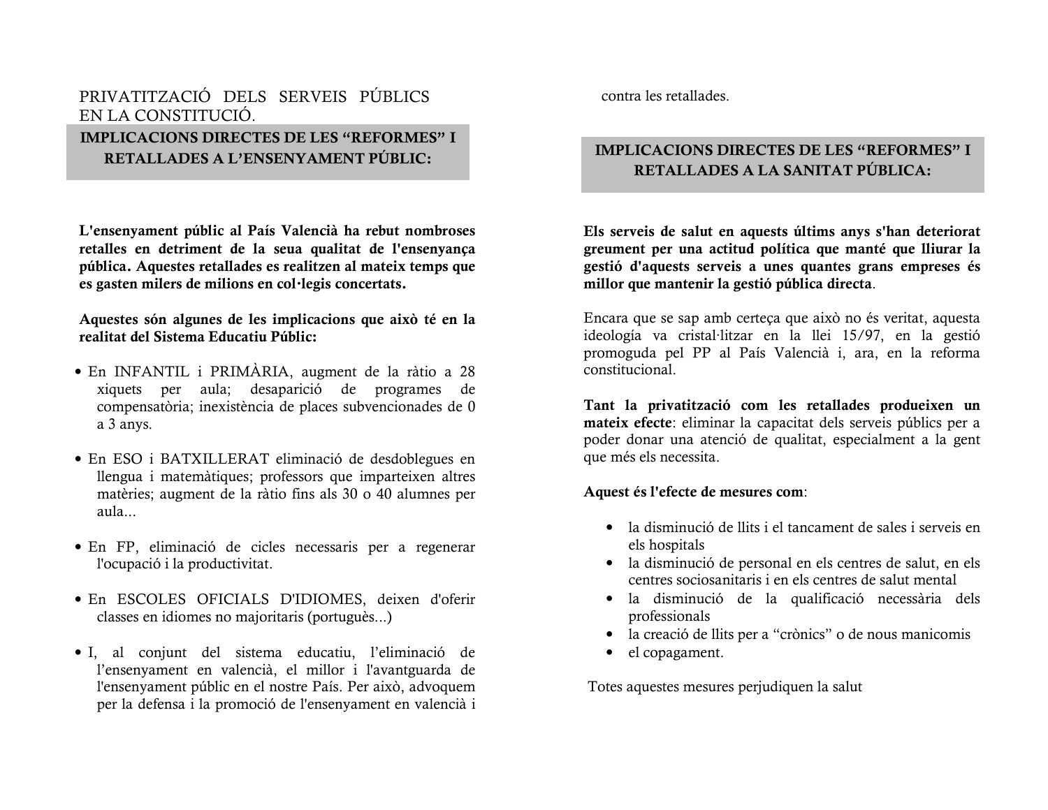PRIVATITZACIÓ DELS SERVEIS PÚBLICS EN LA CONSTITUCIÓ.

## IMPLICACIONS DIRECTES DE LES "REFORMES" I RETALLADES A L'ENSENYAMENT PÚBLIC:

**L'ensenyament públic al País Valencià ha rebut nombroses retalles en detriment de la seua qualitat de l'ensenyança pública. Aquestes retallades es realitzen al mateix temps que es gasten milers de milions en col·legis concertats.**

**Aquestes són algunes de les implicacions que això té en la realitat del Sistema Educatiu Públic:**

- En INFANTIL i PRIMÀRIA, augment de la ràtio a 28 xiquets per aula; desaparició de programes de compensatòria; inexistència de places subvencionades de 0 a 3 anys.

- En ESO i BATXILLERAT eliminació de desdoblegues en llengua i matemàtiques; professors que imparteixen altres matèries; augment de la ràtio fins als 30 o 40 alumnes per aula...

- En FP, eliminació de cicles necessaris per a regenerar l'ocupació i la productivitat.

- En ESCOLES OFICIALS D'IDIOMES, deixen d'oferir classes en idiomes no majoritaris (portuguès...)

- I, al conjunt del sistema educatiu, l'eliminació de l'ensenyament en valencià, el millor i l'avantguarda de l'ensenyament públic en el nostre País. Per això, advoquem per la defensa i la promoció de l'ensenyament en valencià i contra les retallades.

## IMPLICACIONS DIRECTES DE LES "REFORMES" I RETALLADES A LA SANITAT PÚBLICA:

**Els serveis de salut en aquests últims anys s'han deteriorat greument per una actitud política que manté que lliurar la gestió d'aquests serveis a unes quantes grans empreses és millor que mantenir la gestió pública directa**.

Encara que se sap amb certeça que això no és veritat, aquesta ideología va cristal·litzar en la llei 15/97, en la gestió promoguda pel PP al País Valencià i, ara, en la reforma constitucional.

**Tant la privatització com les retallades produeixen un mateix efecte**: eliminar la capacitat dels serveis públics per a poder donar una atenció de qualitat, especialment a la gent que més els necessita.

**Aquest és l'efecte de mesures com**:

- la disminució de llits i el tancament de sales i serveis en els hospitals
- la disminució de personal en els centres de salut, en els centres sociosanitaris i en els centres de salut mental
- la disminució de la qualificació necessària dels professionals
- la creació de llits per a "crònics" o de nous manicomis
- el copagament.

Totes aquestes mesures perjudiquen la salut